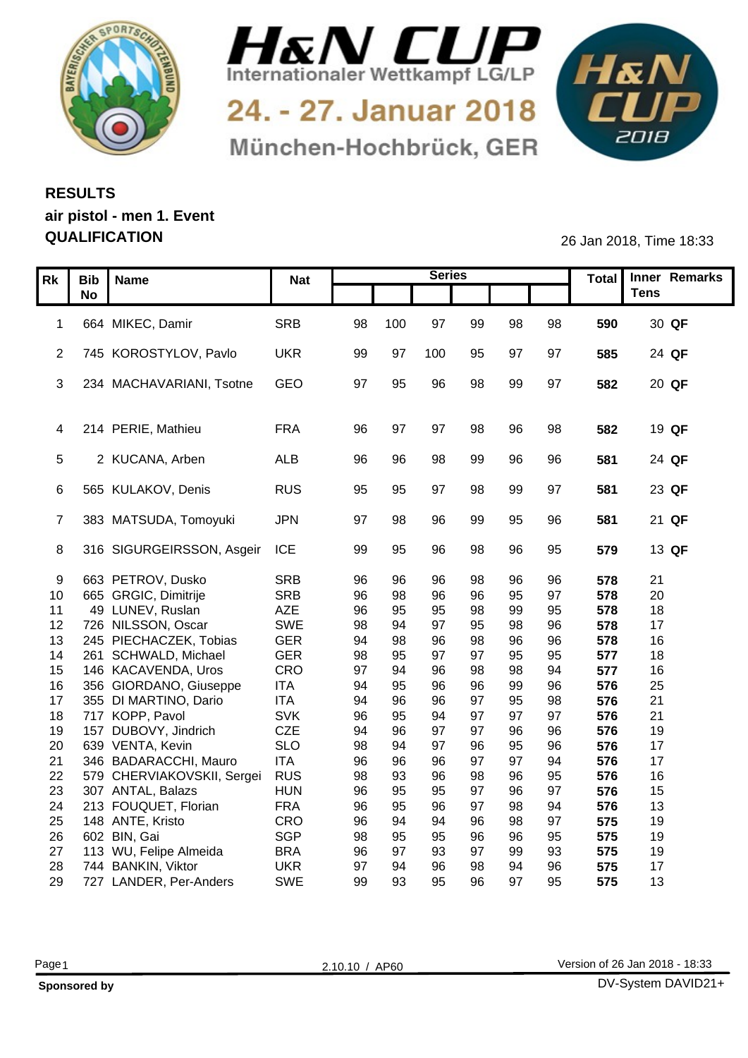# H&N CUP

Internationaler Wettkampf LG/LP

24. - 27. Januar 2018

München-Hochbrück, GER

## RESULTS
## air pistol - men 1. Event
## QUALIFICATION

26 Jan 2018, Time 18:33

| Rk | Bib No | Name | Nat | Series | | | | | | Total | Inner Tens | Remarks |
|---|---|---|---|---|---|---|---|---|---|---|---|---|
| 1 | 664 | MIKEC, Damir | SRB | 98 | 100 | 97 | 99 | 98 | 98 | **590** | 30 | **QF** |
| 2 | 745 | KOROSTYLOV, Pavlo | UKR | 99 | 97 | 100 | 95 | 97 | 97 | **585** | 24 | **QF** |
| 3 | 234 | MACHAVARIANI, Tsotne | GEO | 97 | 95 | 96 | 98 | 99 | 97 | **582** | 20 | **QF** |
| 4 | 214 | PERIE, Mathieu | FRA | 96 | 97 | 97 | 98 | 96 | 98 | **582** | 19 | **QF** |
| 5 | 2 | KUCANA, Arben | ALB | 96 | 96 | 98 | 99 | 96 | 96 | **581** | 24 | **QF** |
| 6 | 565 | KULAKOV, Denis | RUS | 95 | 95 | 97 | 98 | 99 | 97 | **581** | 23 | **QF** |
| 7 | 383 | MATSUDA, Tomoyuki | JPN | 97 | 98 | 96 | 99 | 95 | 96 | **581** | 21 | **QF** |
| 8 | 316 | SIGURGEIRSSON, Asgeir | ICE | 99 | 95 | 96 | 98 | 96 | 95 | **579** | 13 | **QF** |
| 9 | 663 | PETROV, Dusko | SRB | 96 | 96 | 96 | 98 | 96 | 96 | **578** | 21 | |
| 10 | 665 | GRGIC, Dimitrije | SRB | 96 | 98 | 96 | 96 | 95 | 97 | **578** | 20 | |
| 11 | 49 | LUNEV, Ruslan | AZE | 96 | 95 | 95 | 98 | 99 | 95 | **578** | 18 | |
| 12 | 726 | NILSSON, Oscar | SWE | 98 | 94 | 97 | 95 | 98 | 96 | **578** | 17 | |
| 13 | 245 | PIECHACZEK, Tobias | GER | 94 | 98 | 96 | 98 | 96 | 96 | **578** | 16 | |
| 14 | 261 | SCHWALD, Michael | GER | 98 | 95 | 97 | 97 | 95 | 95 | **577** | 18 | |
| 15 | 146 | KACAVENDA, Uros | CRO | 97 | 94 | 96 | 98 | 98 | 94 | **577** | 16 | |
| 16 | 356 | GIORDANO, Giuseppe | ITA | 94 | 95 | 96 | 96 | 99 | 96 | **576** | 25 | |
| 17 | 355 | DI MARTINO, Dario | ITA | 94 | 96 | 96 | 97 | 95 | 98 | **576** | 21 | |
| 18 | 717 | KOPP, Pavol | SVK | 96 | 95 | 94 | 97 | 97 | 97 | **576** | 21 | |
| 19 | 157 | DUBOVY, Jindrich | CZE | 94 | 96 | 97 | 97 | 96 | 96 | **576** | 19 | |
| 20 | 639 | VENTA, Kevin | SLO | 98 | 94 | 97 | 96 | 95 | 96 | **576** | 17 | |
| 21 | 346 | BADARACCHI, Mauro | ITA | 96 | 96 | 96 | 97 | 97 | 94 | **576** | 17 | |
| 22 | 579 | CHERVIAKOVSKII, Sergei | RUS | 98 | 93 | 96 | 98 | 96 | 95 | **576** | 16 | |
| 23 | 307 | ANTAL, Balazs | HUN | 96 | 95 | 95 | 97 | 96 | 97 | **576** | 15 | |
| 24 | 213 | FOUQUET, Florian | FRA | 96 | 95 | 96 | 97 | 98 | 94 | **576** | 13 | |
| 25 | 148 | ANTE, Kristo | CRO | 96 | 94 | 94 | 96 | 98 | 97 | **575** | 19 | |
| 26 | 602 | BIN, Gai | SGP | 98 | 95 | 95 | 96 | 96 | 95 | **575** | 19 | |
| 27 | 113 | WU, Felipe Almeida | BRA | 96 | 97 | 93 | 97 | 99 | 93 | **575** | 19 | |
| 28 | 744 | BANKIN, Viktor | UKR | 97 | 94 | 96 | 98 | 94 | 96 | **575** | 17 | |
| 29 | 727 | LANDER, Per-Anders | SWE | 99 | 93 | 95 | 96 | 97 | 95 | **575** | 13 | |

2.10.10 / AP60

Version of 26 Jan 2018 - 18:33

**Sponsored by**

DV-System DAVID21+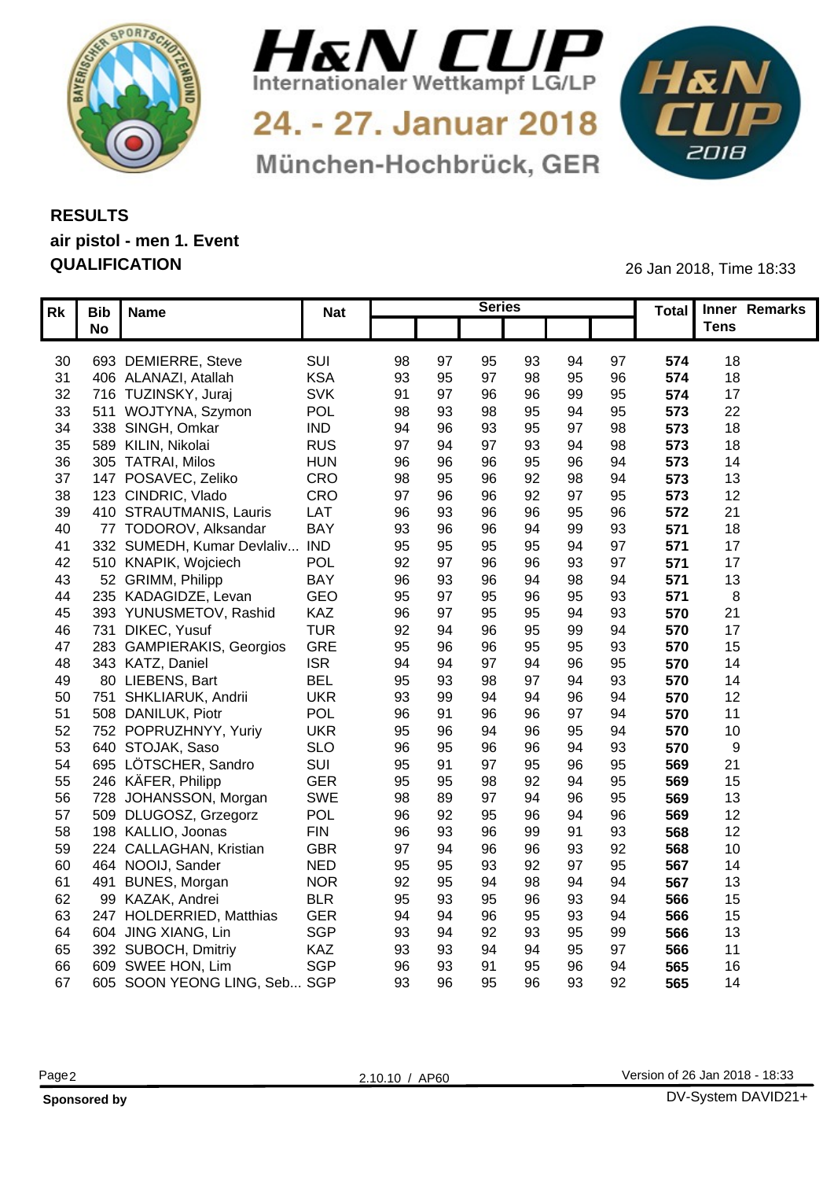# H&N CUP

Internationaler Wettkampf LG/LP

24. - 27. Januar 2018

München-Hochbrück, GER

## RESULTS

**air pistol - men 1. Event**

**QUALIFICATION**

26 Jan 2018, Time 18:33

| Rk | Bib No | Name | Nat | Series | | | | | | Total | Inner Tens | Remarks |
|---|---|---|---|---|---|---|---|---|---|---|---|---|
| 30 | 693 | DEMIERRE, Steve | SUI | 98 | 97 | 95 | 93 | 94 | 97 | **574** | 18 | |
| 31 | 406 | ALANAZI, Atallah | KSA | 93 | 95 | 97 | 98 | 95 | 96 | **574** | 18 | |
| 32 | 716 | TUZINSKY, Juraj | SVK | 91 | 97 | 96 | 96 | 99 | 95 | **574** | 17 | |
| 33 | 511 | WOJTYNA, Szymon | POL | 98 | 93 | 98 | 95 | 94 | 95 | **573** | 22 | |
| 34 | 338 | SINGH, Omkar | IND | 94 | 96 | 93 | 95 | 97 | 98 | **573** | 18 | |
| 35 | 589 | KILIN, Nikolai | RUS | 97 | 94 | 97 | 93 | 94 | 98 | **573** | 18 | |
| 36 | 305 | TATRAI, Milos | HUN | 96 | 96 | 96 | 95 | 96 | 94 | **573** | 14 | |
| 37 | 147 | POSAVEC, Zeliko | CRO | 98 | 95 | 96 | 92 | 98 | 94 | **573** | 13 | |
| 38 | 123 | CINDRIC, Vlado | CRO | 97 | 96 | 96 | 92 | 97 | 95 | **573** | 12 | |
| 39 | 410 | STRAUTMANIS, Lauris | LAT | 96 | 93 | 96 | 96 | 95 | 96 | **572** | 21 | |
| 40 | 77 | TODOROV, Alksandar | BAY | 93 | 96 | 96 | 94 | 99 | 93 | **571** | 18 | |
| 41 | 332 | SUMEDH, Kumar Devlaliv... | IND | 95 | 95 | 95 | 95 | 94 | 97 | **571** | 17 | |
| 42 | 510 | KNAPIK, Wojciech | POL | 92 | 97 | 96 | 96 | 93 | 97 | **571** | 17 | |
| 43 | 52 | GRIMM, Philipp | BAY | 96 | 93 | 96 | 94 | 98 | 94 | **571** | 13 | |
| 44 | 235 | KADAGIDZE, Levan | GEO | 95 | 97 | 95 | 96 | 95 | 93 | **571** | 8 | |
| 45 | 393 | YUNUSMETOV, Rashid | KAZ | 96 | 97 | 95 | 95 | 94 | 93 | **570** | 21 | |
| 46 | 731 | DIKEC, Yusuf | TUR | 92 | 94 | 96 | 95 | 99 | 94 | **570** | 17 | |
| 47 | 283 | GAMPIERAKIS, Georgios | GRE | 95 | 96 | 96 | 95 | 95 | 93 | **570** | 15 | |
| 48 | 343 | KATZ, Daniel | ISR | 94 | 94 | 97 | 94 | 96 | 95 | **570** | 14 | |
| 49 | 80 | LIEBENS, Bart | BEL | 95 | 93 | 98 | 97 | 94 | 93 | **570** | 14 | |
| 50 | 751 | SHKLIARUK, Andrii | UKR | 93 | 99 | 94 | 94 | 96 | 94 | **570** | 12 | |
| 51 | 508 | DANILUK, Piotr | POL | 96 | 91 | 96 | 96 | 97 | 94 | **570** | 11 | |
| 52 | 752 | POPRUZHNYY, Yuriy | UKR | 95 | 96 | 94 | 96 | 95 | 94 | **570** | 10 | |
| 53 | 640 | STOJAK, Saso | SLO | 96 | 95 | 96 | 96 | 94 | 93 | **570** | 9 | |
| 54 | 695 | LÖTSCHER, Sandro | SUI | 95 | 91 | 97 | 95 | 96 | 95 | **569** | 21 | |
| 55 | 246 | KÄFER, Philipp | GER | 95 | 95 | 98 | 92 | 94 | 95 | **569** | 15 | |
| 56 | 728 | JOHANSSON, Morgan | SWE | 98 | 89 | 97 | 94 | 96 | 95 | **569** | 13 | |
| 57 | 509 | DLUGOSZ, Grzegorz | POL | 96 | 92 | 95 | 96 | 94 | 96 | **569** | 12 | |
| 58 | 198 | KALLIO, Joonas | FIN | 96 | 93 | 96 | 99 | 91 | 93 | **568** | 12 | |
| 59 | 224 | CALLAGHAN, Kristian | GBR | 97 | 94 | 96 | 96 | 93 | 92 | **568** | 10 | |
| 60 | 464 | NOOIJ, Sander | NED | 95 | 95 | 93 | 92 | 97 | 95 | **567** | 14 | |
| 61 | 491 | BUNES, Morgan | NOR | 92 | 95 | 94 | 98 | 94 | 94 | **567** | 13 | |
| 62 | 99 | KAZAK, Andrei | BLR | 95 | 93 | 95 | 96 | 93 | 94 | **566** | 15 | |
| 63 | 247 | HOLDERRIED, Matthias | GER | 94 | 94 | 96 | 95 | 93 | 94 | **566** | 15 | |
| 64 | 604 | JING XIANG, Lin | SGP | 93 | 94 | 92 | 93 | 95 | 99 | **566** | 13 | |
| 65 | 392 | SUBOCH, Dmitriy | KAZ | 93 | 93 | 94 | 94 | 95 | 97 | **566** | 11 | |
| 66 | 609 | SWEE HON, Lim | SGP | 96 | 93 | 91 | 95 | 96 | 94 | **565** | 16 | |
| 67 | 605 | SOON YEONG LING, Seb... | SGP | 93 | 96 | 95 | 96 | 93 | 92 | **565** | 14 | |

2.10.10 / AP60

Version of 26 Jan 2018 - 18:33

**Sponsored by**

DV-System DAVID21+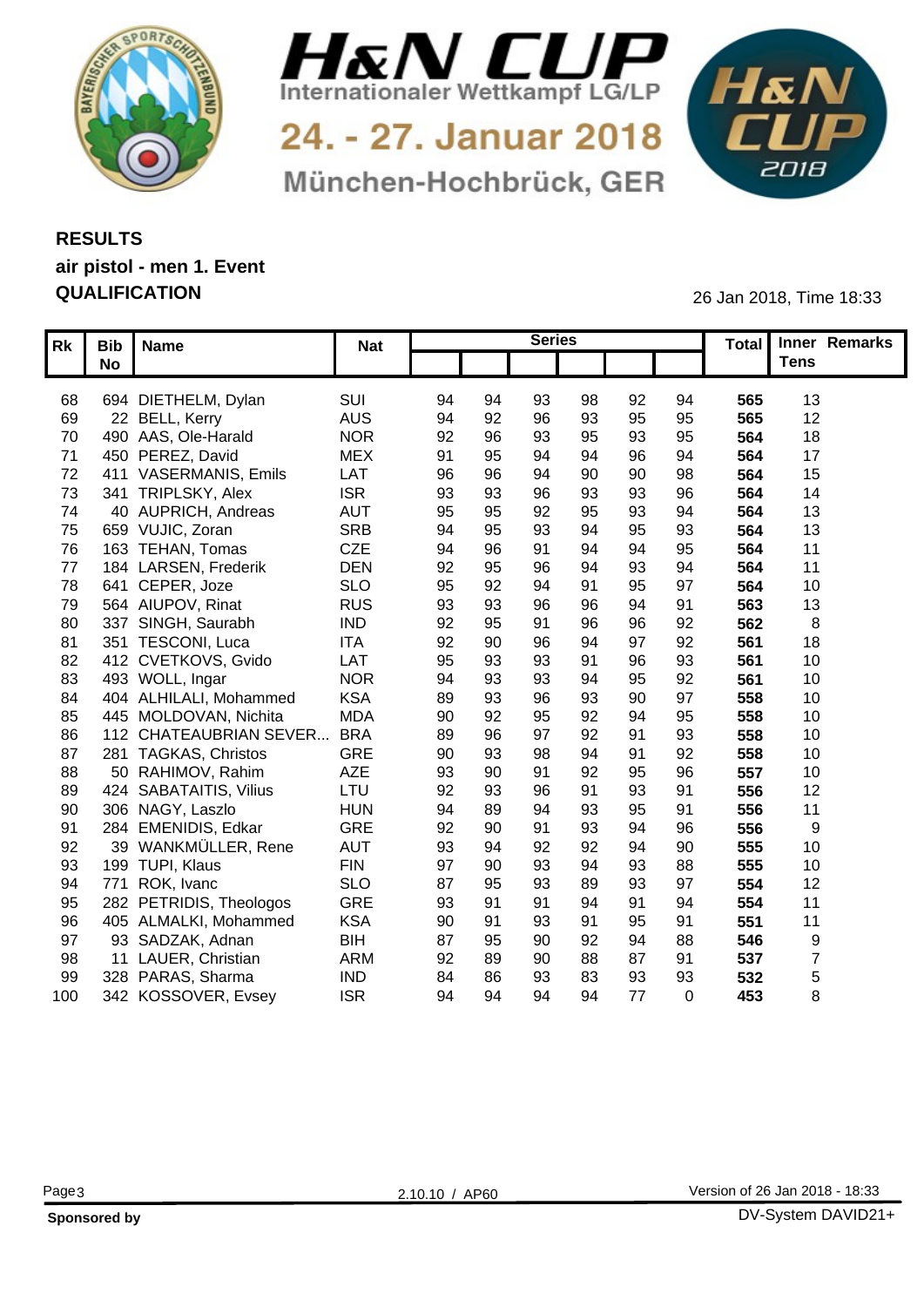# H&N CUP

Internationaler Wettkampf LG/LP

24. - 27. Januar 2018

München-Hochbrück, GER

**RESULTS**
**air pistol - men 1. Event**
**QUALIFICATION**

26 Jan 2018, Time 18:33

| Rk | Bib No | Name | Nat | Series | | | | | | Total | Inner Tens | Remarks |
|---|---|---|---|---|---|---|---|---|---|---|---|---|
| 68 | 694 | DIETHELM, Dylan | SUI | 94 | 94 | 93 | 98 | 92 | 94 | **565** | 13 | |
| 69 | 22 | BELL, Kerry | AUS | 94 | 92 | 96 | 93 | 95 | 95 | **565** | 12 | |
| 70 | 490 | AAS, Ole-Harald | NOR | 92 | 96 | 93 | 95 | 93 | 95 | **564** | 18 | |
| 71 | 450 | PEREZ, David | MEX | 91 | 95 | 94 | 94 | 96 | 94 | **564** | 17 | |
| 72 | 411 | VASERMANIS, Emils | LAT | 96 | 96 | 94 | 90 | 90 | 98 | **564** | 15 | |
| 73 | 341 | TRIPLSKY, Alex | ISR | 93 | 93 | 96 | 93 | 93 | 96 | **564** | 14 | |
| 74 | 40 | AUPRICH, Andreas | AUT | 95 | 95 | 92 | 95 | 93 | 94 | **564** | 13 | |
| 75 | 659 | VUJIC, Zoran | SRB | 94 | 95 | 93 | 94 | 95 | 93 | **564** | 13 | |
| 76 | 163 | TEHAN, Tomas | CZE | 94 | 96 | 91 | 94 | 94 | 95 | **564** | 11 | |
| 77 | 184 | LARSEN, Frederik | DEN | 92 | 95 | 96 | 94 | 93 | 94 | **564** | 11 | |
| 78 | 641 | CEPER, Joze | SLO | 95 | 92 | 94 | 91 | 95 | 97 | **564** | 10 | |
| 79 | 564 | AIUPOV, Rinat | RUS | 93 | 93 | 96 | 96 | 94 | 91 | **563** | 13 | |
| 80 | 337 | SINGH, Saurabh | IND | 92 | 95 | 91 | 96 | 96 | 92 | **562** | 8 | |
| 81 | 351 | TESCONI, Luca | ITA | 92 | 90 | 96 | 94 | 97 | 92 | **561** | 18 | |
| 82 | 412 | CVETKOVS, Gvido | LAT | 95 | 93 | 93 | 91 | 96 | 93 | **561** | 10 | |
| 83 | 493 | WOLL, Ingar | NOR | 94 | 93 | 93 | 94 | 95 | 92 | **561** | 10 | |
| 84 | 404 | ALHILALI, Mohammed | KSA | 89 | 93 | 96 | 93 | 90 | 97 | **558** | 10 | |
| 85 | 445 | MOLDOVAN, Nichita | MDA | 90 | 92 | 95 | 92 | 94 | 95 | **558** | 10 | |
| 86 | 112 | CHATEAUBRIAN SEVER... | BRA | 89 | 96 | 97 | 92 | 91 | 93 | **558** | 10 | |
| 87 | 281 | TAGKAS, Christos | GRE | 90 | 93 | 98 | 94 | 91 | 92 | **558** | 10 | |
| 88 | 50 | RAHIMOV, Rahim | AZE | 93 | 90 | 91 | 92 | 95 | 96 | **557** | 10 | |
| 89 | 424 | SABATAITIS, Vilius | LTU | 92 | 93 | 96 | 91 | 93 | 91 | **556** | 12 | |
| 90 | 306 | NAGY, Laszlo | HUN | 94 | 89 | 94 | 93 | 95 | 91 | **556** | 11 | |
| 91 | 284 | EMENIDIS, Edkar | GRE | 92 | 90 | 91 | 93 | 94 | 96 | **556** | 9 | |
| 92 | 39 | WANKMÜLLER, Rene | AUT | 93 | 94 | 92 | 92 | 94 | 90 | **555** | 10 | |
| 93 | 199 | TUPI, Klaus | FIN | 97 | 90 | 93 | 94 | 93 | 88 | **555** | 10 | |
| 94 | 771 | ROK, Ivanc | SLO | 87 | 95 | 93 | 89 | 93 | 97 | **554** | 12 | |
| 95 | 282 | PETRIDIS, Theologos | GRE | 93 | 91 | 91 | 94 | 91 | 94 | **554** | 11 | |
| 96 | 405 | ALMALKI, Mohammed | KSA | 90 | 91 | 93 | 91 | 95 | 91 | **551** | 11 | |
| 97 | 93 | SADZAK, Adnan | BIH | 87 | 95 | 90 | 92 | 94 | 88 | **546** | 9 | |
| 98 | 11 | LAUER, Christian | ARM | 92 | 89 | 90 | 88 | 87 | 91 | **537** | 7 | |
| 99 | 328 | PARAS, Sharma | IND | 84 | 86 | 93 | 83 | 93 | 93 | **532** | 5 | |
| 100 | 342 | KOSSOVER, Evsey | ISR | 94 | 94 | 94 | 94 | 77 | 0 | **453** | 8 | |

2.10.10 / AP60

Version of 26 Jan 2018 - 18:33

**Sponsored by**

DV-System DAVID21+